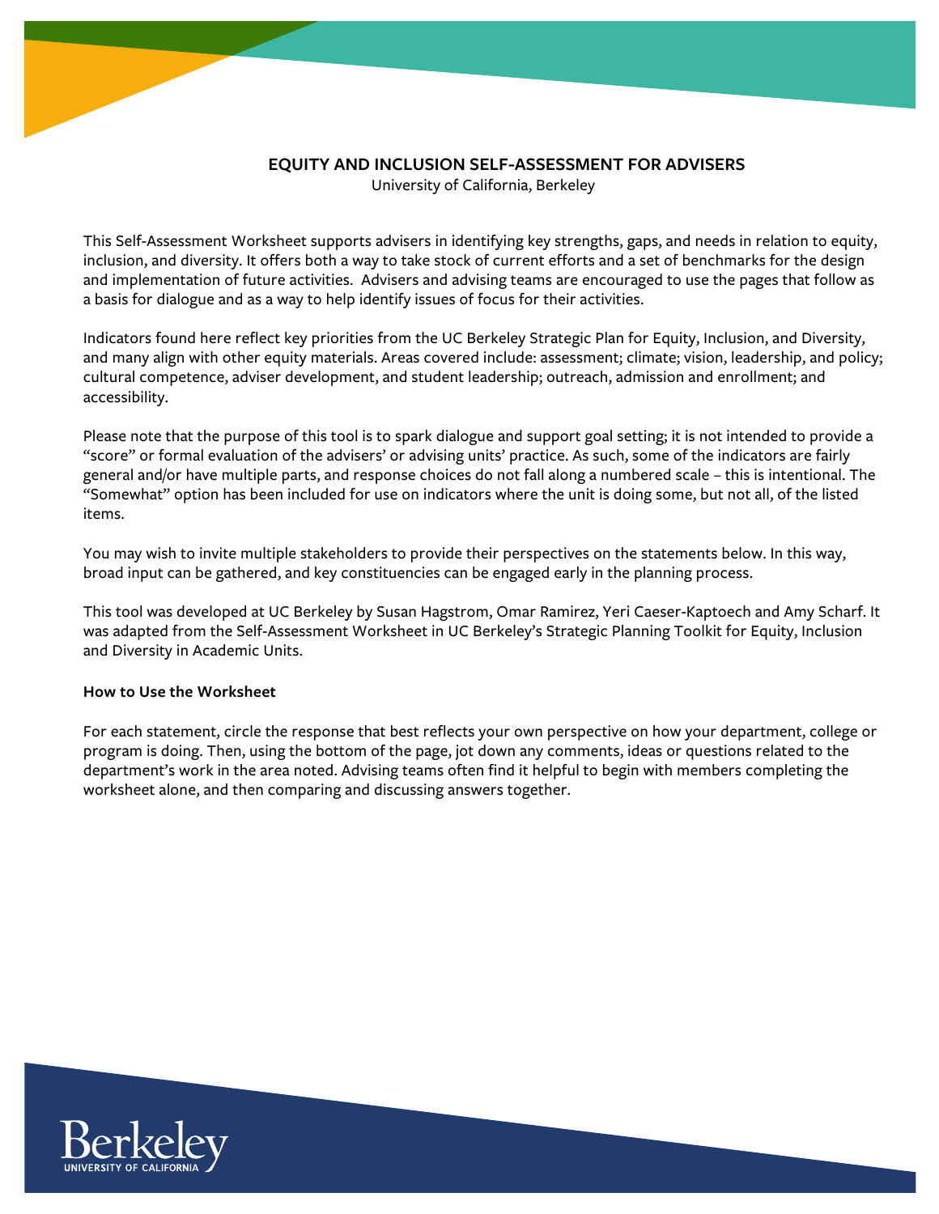# EQUITY AND INCLUSION SELF-ASSESSMENT FOR ADVISERS

University of California, Berkeley

This Self-Assessment Worksheet supports advisers in identifying key strengths, gaps, and needs in relation to equity, inclusion, and diversity. It offers both a way to take stock of current efforts and a set of benchmarks for the design and implementation of future activities. Advisers and advising teams are encouraged to use the pages that follow as a basis for dialogue and as a way to help identify issues of focus for their activities.

Indicators found here reflect key priorities from the UC Berkeley Strategic Plan for Equity, Inclusion, and Diversity, and many align with other equity materials. Areas covered include: assessment; climate; vision, leadership, and policy; cultural competence, adviser development, and student leadership; outreach, admission and enrollment; and accessibility.

Please note that the purpose of this tool is to spark dialogue and support goal setting; it is not intended to provide a "score" or formal evaluation of the advisers' or advising units' practice. As such, some of the indicators are fairly general and/or have multiple parts, and response choices do not fall along a numbered scale – this is intentional. The "Somewhat" option has been included for use on indicators where the unit is doing some, but not all, of the listed items.

You may wish to invite multiple stakeholders to provide their perspectives on the statements below. In this way, broad input can be gathered, and key constituencies can be engaged early in the planning process.

This tool was developed at UC Berkeley by Susan Hagstrom, Omar Ramirez, Yeri Caeser-Kaptoech and Amy Scharf. It was adapted from the Self-Assessment Worksheet in UC Berkeley's Strategic Planning Toolkit for Equity, Inclusion and Diversity in Academic Units.

**How to Use the Worksheet**

For each statement, circle the response that best reflects your own perspective on how your department, college or program is doing. Then, using the bottom of the page, jot down any comments, ideas or questions related to the department's work in the area noted. Advising teams often find it helpful to begin with members completing the worksheet alone, and then comparing and discussing answers together.

Berkeley
UNIVERSITY OF CALIFORNIA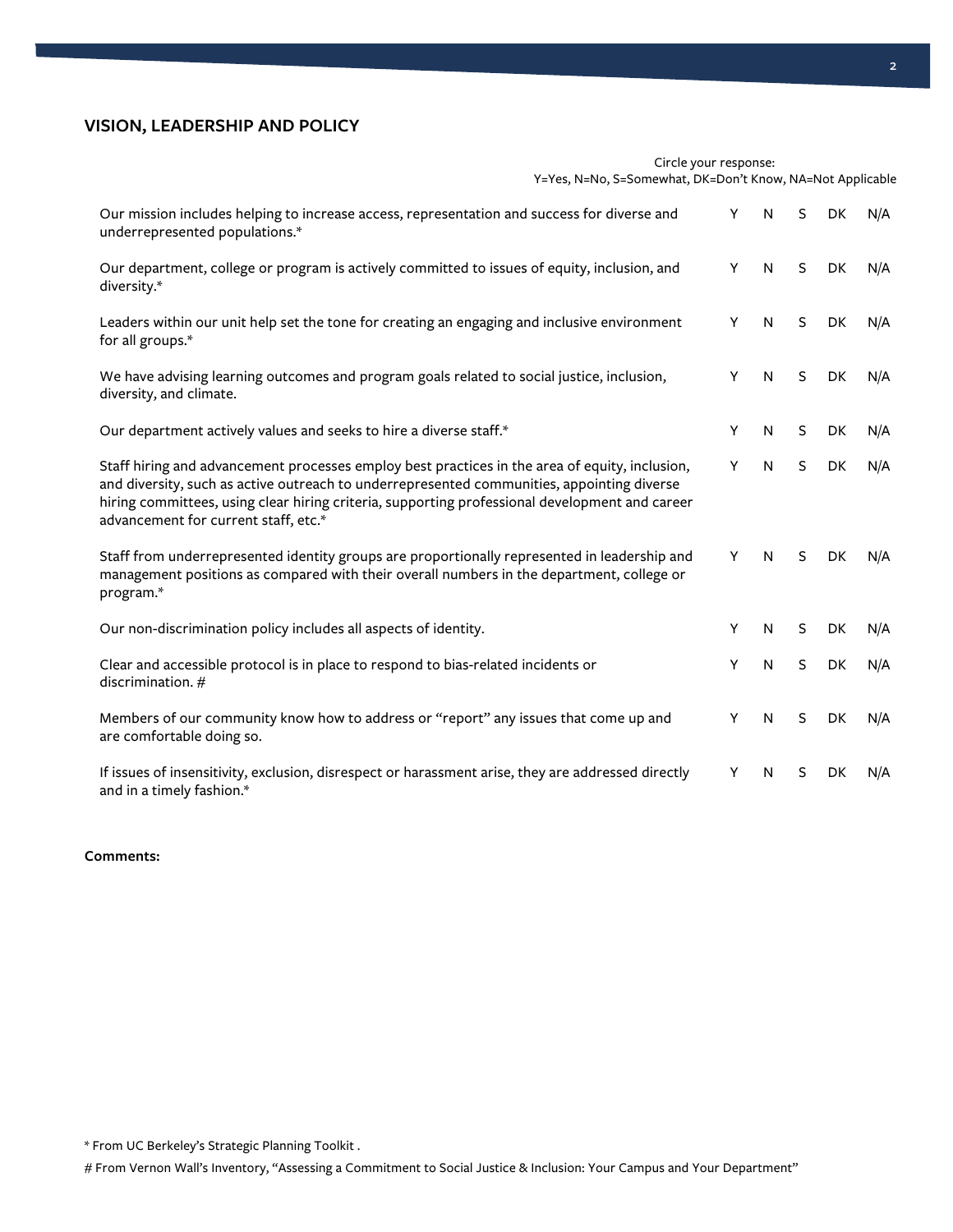## VISION, LEADERSHIP AND POLICY

Circle your response:
Y=Yes, N=No, S=Somewhat, DK=Don't Know, NA=Not Applicable

| | | | | | |
|---|---|---|---|---|---|
| Our mission includes helping to increase access, representation and success for diverse and underrepresented populations.* | Y | N | S | DK | N/A |
| Our department, college or program is actively committed to issues of equity, inclusion, and diversity.* | Y | N | S | DK | N/A |
| Leaders within our unit help set the tone for creating an engaging and inclusive environment for all groups.* | Y | N | S | DK | N/A |
| We have advising learning outcomes and program goals related to social justice, inclusion, diversity, and climate. | Y | N | S | DK | N/A |
| Our department actively values and seeks to hire a diverse staff.* | Y | N | S | DK | N/A |
| Staff hiring and advancement processes employ best practices in the area of equity, inclusion, and diversity, such as active outreach to underrepresented communities, appointing diverse hiring committees, using clear hiring criteria, supporting professional development and career advancement for current staff, etc.* | Y | N | S | DK | N/A |
| Staff from underrepresented identity groups are proportionally represented in leadership and management positions as compared with their overall numbers in the department, college or program.* | Y | N | S | DK | N/A |
| Our non-discrimination policy includes all aspects of identity. | Y | N | S | DK | N/A |
| Clear and accessible protocol is in place to respond to bias-related incidents or discrimination. # | Y | N | S | DK | N/A |
| Members of our community know how to address or "report" any issues that come up and are comfortable doing so. | Y | N | S | DK | N/A |
| If issues of insensitivity, exclusion, disrespect or harassment arise, they are addressed directly and in a timely fashion.* | Y | N | S | DK | N/A |

**Comments:**

* From UC Berkeley's Strategic Planning Toolkit .

# From Vernon Wall's Inventory, "Assessing a Commitment to Social Justice & Inclusion: Your Campus and Your Department"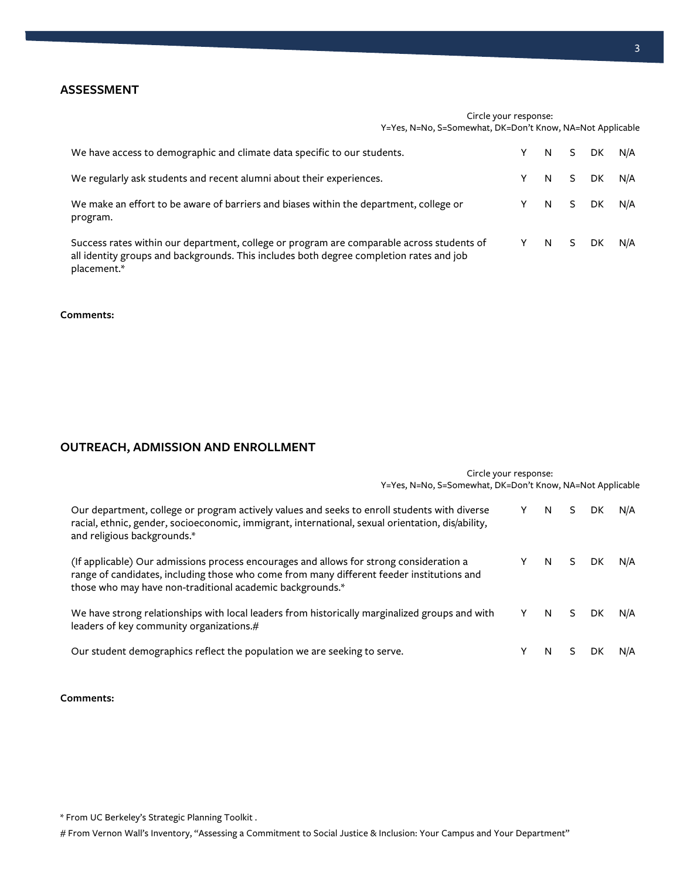## ASSESSMENT

Circle your response:
Y=Yes, N=No, S=Somewhat, DK=Don't Know, NA=Not Applicable

| | | | | | |
|---|---|---|---|---|---|
| We have access to demographic and climate data specific to our students. | Y | N | S | DK | N/A |
| We regularly ask students and recent alumni about their experiences. | Y | N | S | DK | N/A |
| We make an effort to be aware of barriers and biases within the department, college or program. | Y | N | S | DK | N/A |
| Success rates within our department, college or program are comparable across students of all identity groups and backgrounds. This includes both degree completion rates and job placement.* | Y | N | S | DK | N/A |

**Comments:**

## OUTREACH, ADMISSION AND ENROLLMENT

Circle your response:
Y=Yes, N=No, S=Somewhat, DK=Don't Know, NA=Not Applicable

| | | | | | |
|---|---|---|---|---|---|
| Our department, college or program actively values and seeks to enroll students with diverse racial, ethnic, gender, socioeconomic, immigrant, international, sexual orientation, dis/ability, and religious backgrounds.* | Y | N | S | DK | N/A |
| (If applicable) Our admissions process encourages and allows for strong consideration a range of candidates, including those who come from many different feeder institutions and those who may have non-traditional academic backgrounds.* | Y | N | S | DK | N/A |
| We have strong relationships with local leaders from historically marginalized groups and with leaders of key community organizations.# | Y | N | S | DK | N/A |
| Our student demographics reflect the population we are seeking to serve. | Y | N | S | DK | N/A |

**Comments:**

* From UC Berkeley's Strategic Planning Toolkit .

# From Vernon Wall's Inventory, "Assessing a Commitment to Social Justice & Inclusion: Your Campus and Your Department"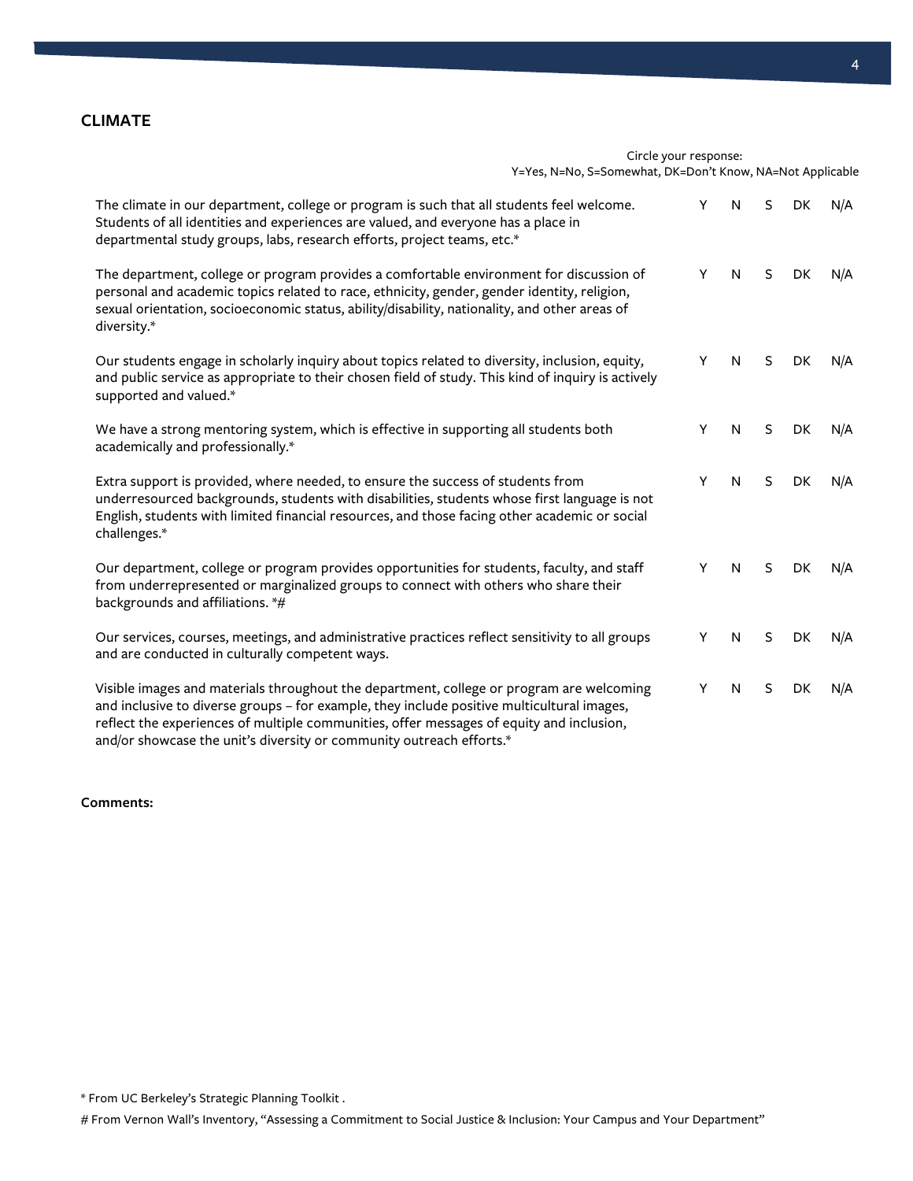## CLIMATE

Circle your response:
Y=Yes, N=No, S=Somewhat, DK=Don't Know, NA=Not Applicable

| | | | | | |
|---|---|---|---|---|---|
| The climate in our department, college or program is such that all students feel welcome. Students of all identities and experiences are valued, and everyone has a place in departmental study groups, labs, research efforts, project teams, etc.* | Y | N | S | DK | N/A |
| The department, college or program provides a comfortable environment for discussion of personal and academic topics related to race, ethnicity, gender, gender identity, religion, sexual orientation, socioeconomic status, ability/disability, nationality, and other areas of diversity.* | Y | N | S | DK | N/A |
| Our students engage in scholarly inquiry about topics related to diversity, inclusion, equity, and public service as appropriate to their chosen field of study. This kind of inquiry is actively supported and valued.* | Y | N | S | DK | N/A |
| We have a strong mentoring system, which is effective in supporting all students both academically and professionally.* | Y | N | S | DK | N/A |
| Extra support is provided, where needed, to ensure the success of students from underresourced backgrounds, students with disabilities, students whose first language is not English, students with limited financial resources, and those facing other academic or social challenges.* | Y | N | S | DK | N/A |
| Our department, college or program provides opportunities for students, faculty, and staff from underrepresented or marginalized groups to connect with others who share their backgrounds and affiliations. *# | Y | N | S | DK | N/A |
| Our services, courses, meetings, and administrative practices reflect sensitivity to all groups and are conducted in culturally competent ways. | Y | N | S | DK | N/A |
| Visible images and materials throughout the department, college or program are welcoming and inclusive to diverse groups – for example, they include positive multicultural images, reflect the experiences of multiple communities, offer messages of equity and inclusion, and/or showcase the unit's diversity or community outreach efforts.* | Y | N | S | DK | N/A |

**Comments:**

* From UC Berkeley's Strategic Planning Toolkit .

# From Vernon Wall's Inventory, "Assessing a Commitment to Social Justice & Inclusion: Your Campus and Your Department"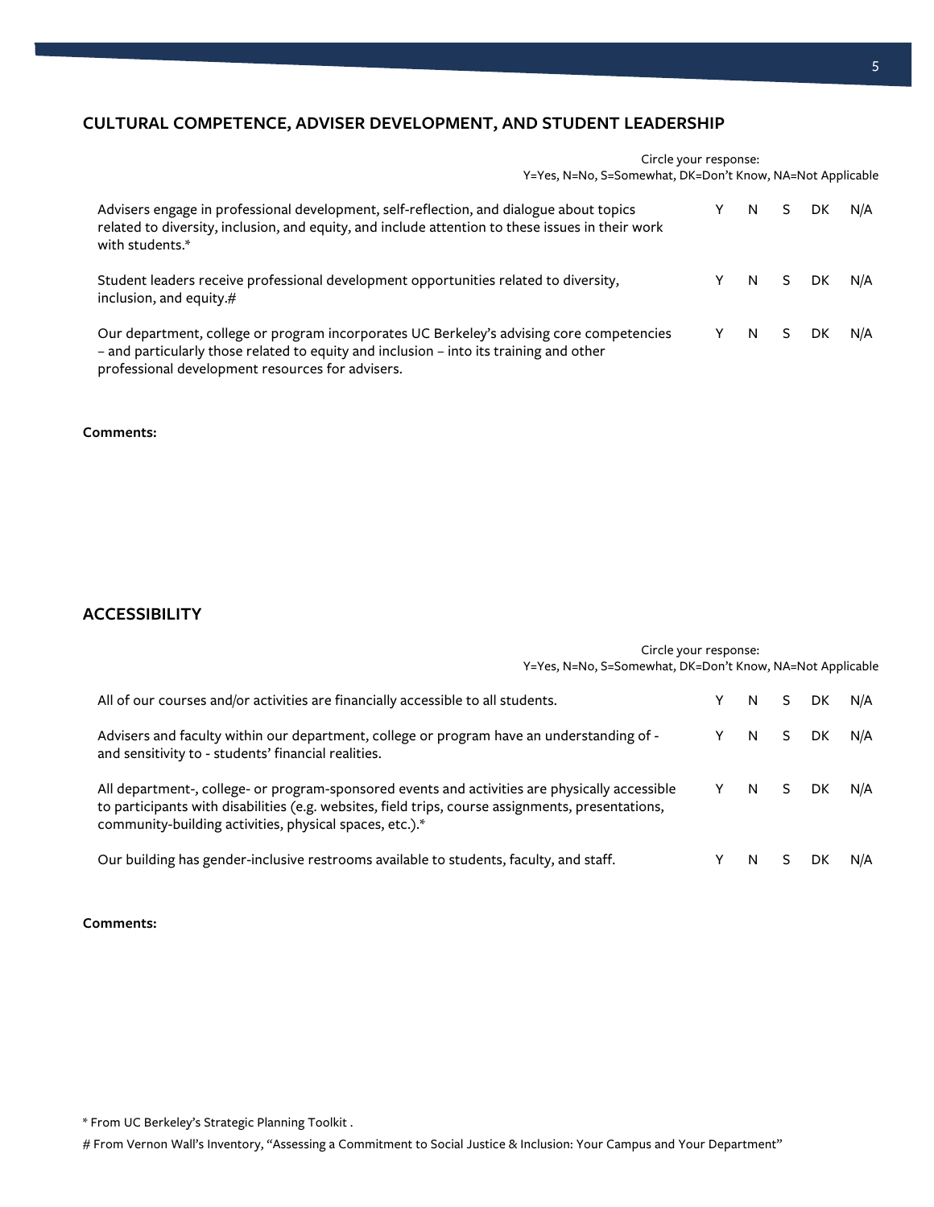## CULTURAL COMPETENCE, ADVISER DEVELOPMENT, AND STUDENT LEADERSHIP

Circle your response:
Y=Yes, N=No, S=Somewhat, DK=Don't Know, NA=Not Applicable

| | | | | | |
|---|---|---|---|---|---|
| Advisers engage in professional development, self-reflection, and dialogue about topics related to diversity, inclusion, and equity, and include attention to these issues in their work with students.* | Y | N | S | DK | N/A |
| Student leaders receive professional development opportunities related to diversity, inclusion, and equity.# | Y | N | S | DK | N/A |
| Our department, college or program incorporates UC Berkeley's advising core competencies – and particularly those related to equity and inclusion – into its training and other professional development resources for advisers. | Y | N | S | DK | N/A |

**Comments:**

## ACCESSIBILITY

Circle your response:
Y=Yes, N=No, S=Somewhat, DK=Don't Know, NA=Not Applicable

| | | | | | |
|---|---|---|---|---|---|
| All of our courses and/or activities are financially accessible to all students. | Y | N | S | DK | N/A |
| Advisers and faculty within our department, college or program have an understanding of - and sensitivity to - students' financial realities. | Y | N | S | DK | N/A |
| All department-, college- or program-sponsored events and activities are physically accessible to participants with disabilities (e.g. websites, field trips, course assignments, presentations, community-building activities, physical spaces, etc.).* | Y | N | S | DK | N/A |
| Our building has gender-inclusive restrooms available to students, faculty, and staff. | Y | N | S | DK | N/A |

**Comments:**

* From UC Berkeley's Strategic Planning Toolkit .

# From Vernon Wall's Inventory, "Assessing a Commitment to Social Justice & Inclusion: Your Campus and Your Department"